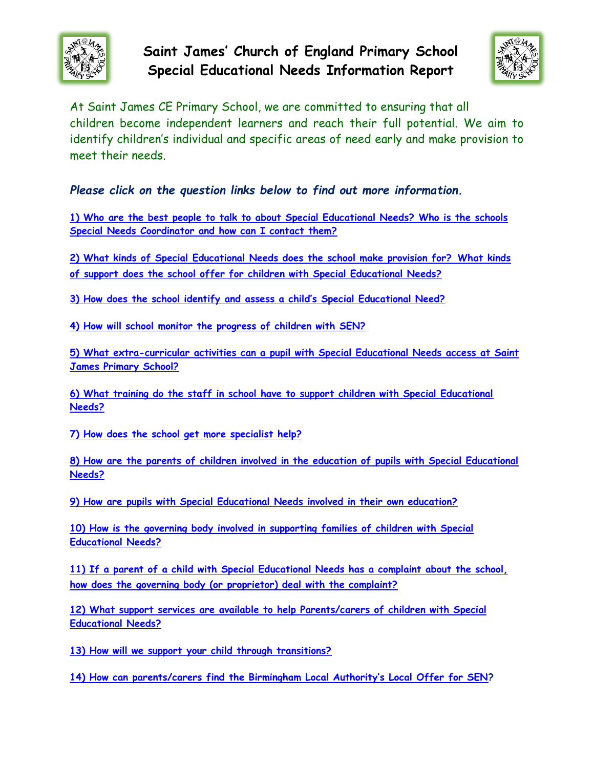# Saint James' Church of England Primary School
## Special Educational Needs Information Report

At Saint James CE Primary School, we are committed to ensuring that all children become independent learners and reach their full potential. We aim to identify children's individual and specific areas of need early and make provision to meet their needs.

***Please click on the question links below to find out more information.***

1) Who are the best people to talk to about Special Educational Needs? Who is the schools Special Needs Coordinator and how can I contact them?

2) What kinds of Special Educational Needs does the school make provision for? What kinds of support does the school offer for children with Special Educational Needs?

3) How does the school identify and assess a child's Special Educational Need?

4) How will school monitor the progress of children with SEN?

5) What extra-curricular activities can a pupil with Special Educational Needs access at Saint James Primary School?

6) What training do the staff in school have to support children with Special Educational Needs?

7) How does the school get more specialist help?

8) How are the parents of children involved in the education of pupils with Special Educational Needs?

9) How are pupils with Special Educational Needs involved in their own education?

10) How is the governing body involved in supporting families of children with Special Educational Needs?

11) If a parent of a child with Special Educational Needs has a complaint about the school, how does the governing body (or proprietor) deal with the complaint?

12) What support services are available to help Parents/carers of children with Special Educational Needs?

13) How will we support your child through transitions?

14) How can parents/carers find the Birmingham Local Authority's Local Offer for SEN?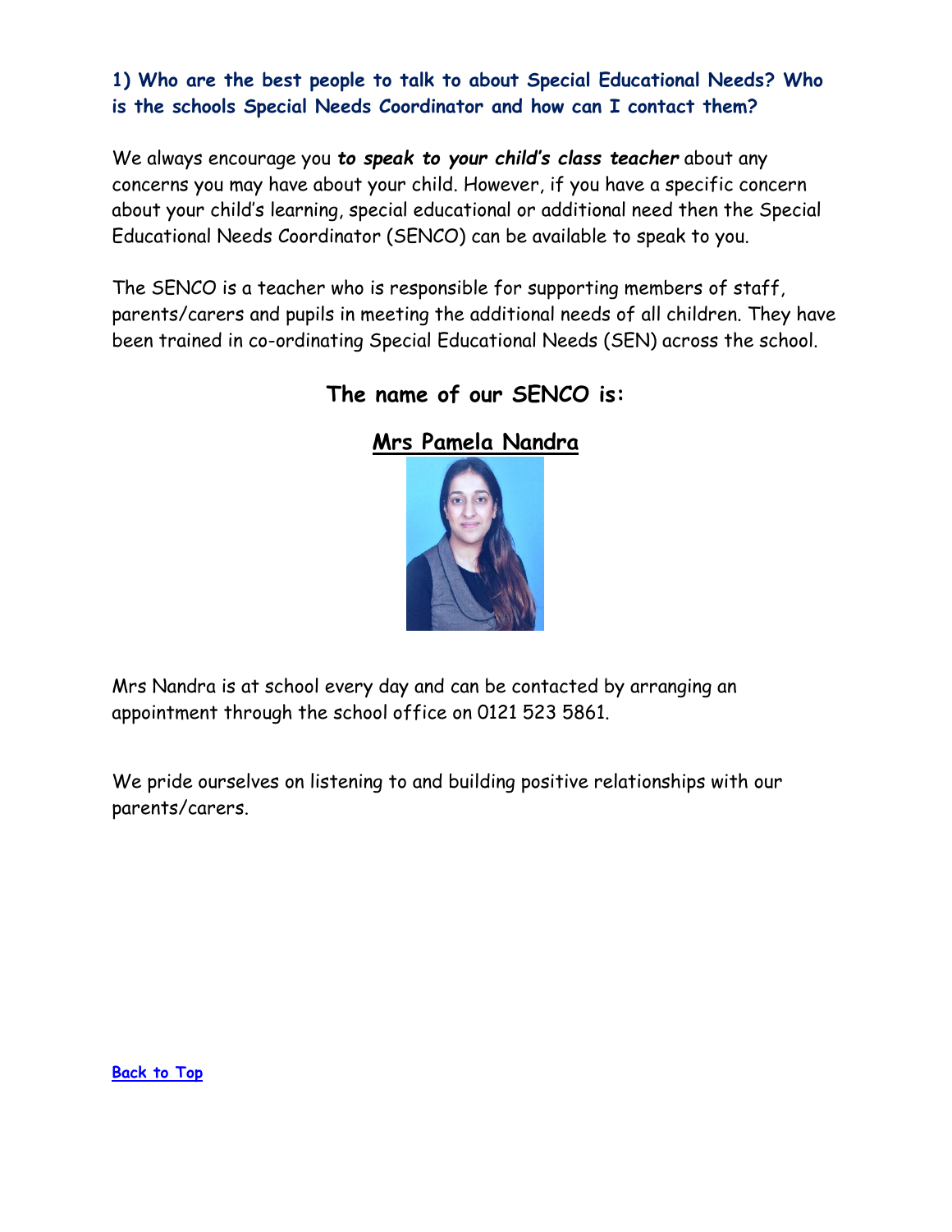### 1) Who are the best people to talk to about Special Educational Needs? Who is the schools Special Needs Coordinator and how can I contact them?

We always encourage you ***to speak to your child's class teacher*** about any concerns you may have about your child. However, if you have a specific concern about your child's learning, special educational or additional need then the Special Educational Needs Coordinator (SENCO) can be available to speak to you.

The SENCO is a teacher who is responsible for supporting members of staff, parents/carers and pupils in meeting the additional needs of all children. They have been trained in co-ordinating Special Educational Needs (SEN) across the school.

**The name of our SENCO is:**

**Mrs Pamela Nandra**

Mrs Nandra is at school every day and can be contacted by arranging an appointment through the school office on 0121 523 5861.

We pride ourselves on listening to and building positive relationships with our parents/carers.

Back to Top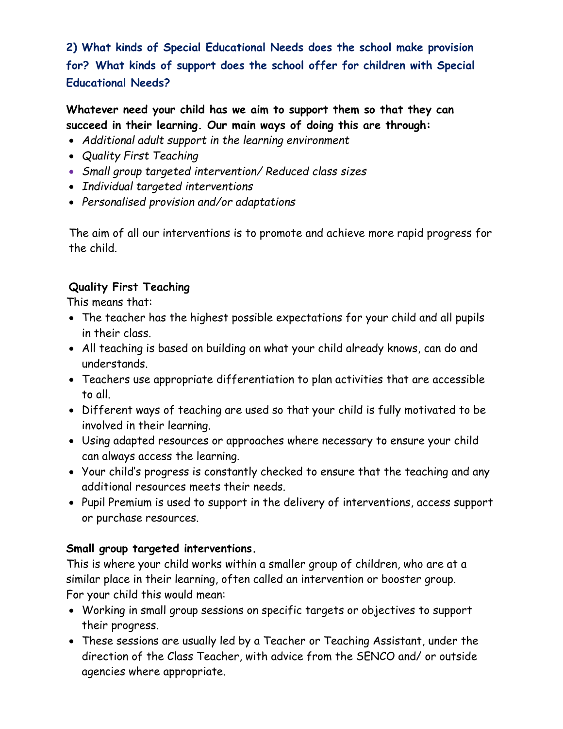## 2) What kinds of Special Educational Needs does the school make provision for? What kinds of support does the school offer for children with Special Educational Needs?

**Whatever need your child has we aim to support them so that they can succeed in their learning. Our main ways of doing this are through:**

- *Additional adult support in the learning environment*
- *Quality First Teaching*
- *Small group targeted intervention/ Reduced class sizes*
- *Individual targeted interventions*
- *Personalised provision and/or adaptations*

The aim of all our interventions is to promote and achieve more rapid progress for the child.

**Quality First Teaching**

This means that:

- The teacher has the highest possible expectations for your child and all pupils in their class.
- All teaching is based on building on what your child already knows, can do and understands.
- Teachers use appropriate differentiation to plan activities that are accessible to all.
- Different ways of teaching are used so that your child is fully motivated to be involved in their learning.
- Using adapted resources or approaches where necessary to ensure your child can always access the learning.
- Your child's progress is constantly checked to ensure that the teaching and any additional resources meets their needs.
- Pupil Premium is used to support in the delivery of interventions, access support or purchase resources.

**Small group targeted interventions.**

This is where your child works within a smaller group of children, who are at a similar place in their learning, often called an intervention or booster group.
For your child this would mean:

- Working in small group sessions on specific targets or objectives to support their progress.
- These sessions are usually led by a Teacher or Teaching Assistant, under the direction of the Class Teacher, with advice from the SENCO and/ or outside agencies where appropriate.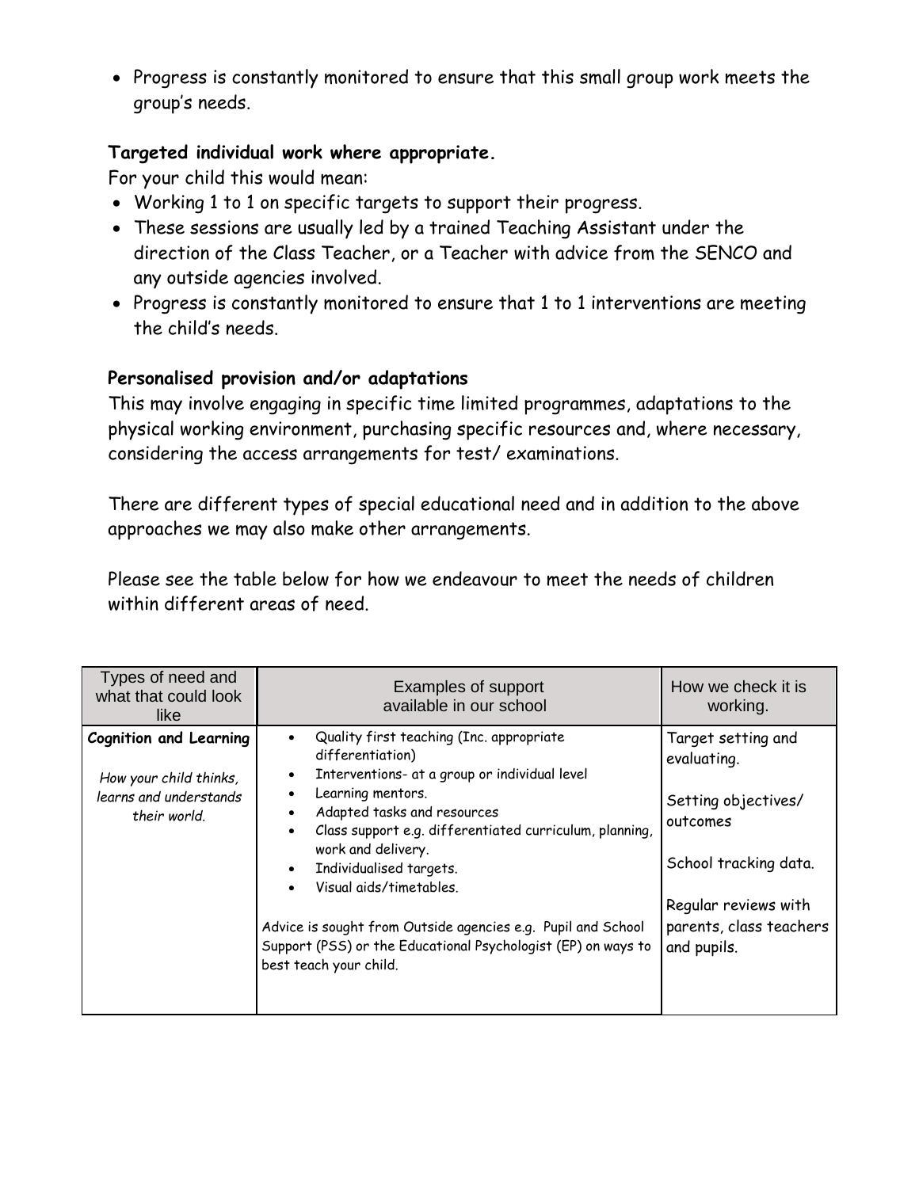- Progress is constantly monitored to ensure that this small group work meets the group's needs.

**Targeted individual work where appropriate.**

For your child this would mean:

- Working 1 to 1 on specific targets to support their progress.
- These sessions are usually led by a trained Teaching Assistant under the direction of the Class Teacher, or a Teacher with advice from the SENCO and any outside agencies involved.
- Progress is constantly monitored to ensure that 1 to 1 interventions are meeting the child's needs.

**Personalised provision and/or adaptations**

This may involve engaging in specific time limited programmes, adaptations to the physical working environment, purchasing specific resources and, where necessary, considering the access arrangements for test/ examinations.

There are different types of special educational need and in addition to the above approaches we may also make other arrangements.

Please see the table below for how we endeavour to meet the needs of children within different areas of need.

| Types of need and what that could look like | Examples of support available in our school | How we check it is working. |
|---|---|---|
| **Cognition and Learning**<br><br>*How your child thinks, learns and understands their world.* | • Quality first teaching (Inc. appropriate differentiation)<br>• Interventions- at a group or individual level<br>• Learning mentors.<br>• Adapted tasks and resources<br>• Class support e.g. differentiated curriculum, planning, work and delivery.<br>• Individualised targets.<br>• Visual aids/timetables.<br><br>Advice is sought from Outside agencies e.g. Pupil and School Support (PSS) or the Educational Psychologist (EP) on ways to best teach your child. | Target setting and evaluating.<br><br>Setting objectives/ outcomes<br><br>School tracking data.<br><br>Regular reviews with parents, class teachers and pupils. |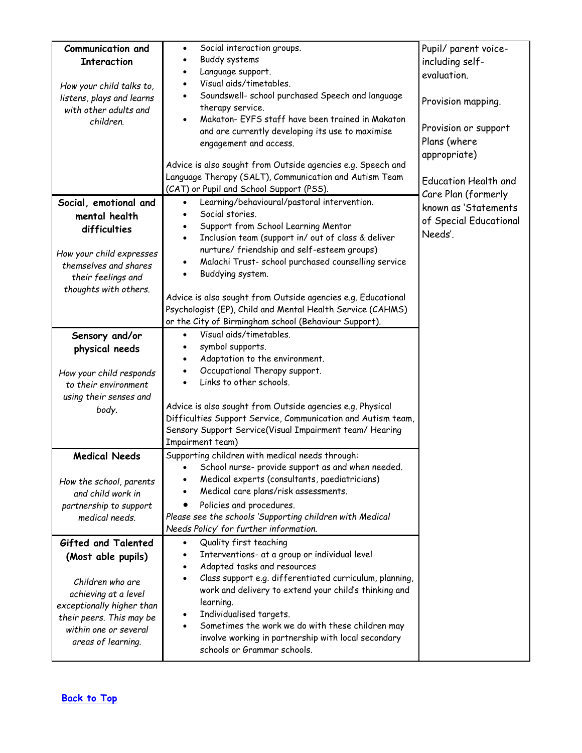| | | |
|---|---|---|
| **Communication and Interaction**<br><br>*How your child talks to, listens, plays and learns with other adults and children.* | • Social interaction groups.<br>• Buddy systems<br>• Language support.<br>• Visual aids/timetables.<br>• Soundswell- school purchased Speech and language therapy service.<br>• Makaton- EYFS staff have been trained in Makaton and are currently developing its use to maximise engagement and access.<br><br>Advice is also sought from Outside agencies e.g. Speech and Language Therapy (SALT), Communication and Autism Team (CAT) or Pupil and School Support (PSS). | Pupil/ parent voice- including self-evaluation.<br><br>Provision mapping.<br><br>Provision or support Plans (where appropriate)<br><br>Education Health and Care Plan (formerly known as 'Statements of Special Educational Needs'. |
| **Social, emotional and mental health difficulties**<br><br>*How your child expresses themselves and shares their feelings and thoughts with others.* | • Learning/behavioural/pastoral intervention.<br>• Social stories.<br>• Support from School Learning Mentor<br>• Inclusion team (support in/ out of class & deliver nurture/ friendship and self-esteem groups)<br>• Malachi Trust- school purchased counselling service<br>• Buddying system.<br><br>Advice is also sought from Outside agencies e.g. Educational Psychologist (EP), Child and Mental Health Service (CAHMS) or the City of Birmingham school (Behaviour Support). | |
| **Sensory and/or physical needs**<br><br>*How your child responds to their environment using their senses and body.* | • Visual aids/timetables.<br>• symbol supports.<br>• Adaptation to the environment.<br>• Occupational Therapy support.<br>• Links to other schools.<br><br>Advice is also sought from Outside agencies e.g. Physical Difficulties Support Service, Communication and Autism team, Sensory Support Service(Visual Impairment team/ Hearing Impairment team) | |
| **Medical Needs**<br><br>*How the school, parents and child work in partnership to support medical needs.* | Supporting children with medical needs through:<br>• School nurse- provide support as and when needed.<br>• Medical experts (consultants, paediatricians)<br>• Medical care plans/risk assessments.<br>• Policies and procedures.<br>*Please see the schools 'Supporting children with Medical Needs Policy' for further information.* | |
| **Gifted and Talented (Most able pupils)**<br><br>*Children who are achieving at a level exceptionally higher than their peers. This may be within one or several areas of learning.* | • Quality first teaching<br>• Interventions- at a group or individual level<br>• Adapted tasks and resources<br>• Class support e.g. differentiated curriculum, planning, work and delivery to extend your child's thinking and learning.<br>• Individualised targets.<br>• Sometimes the work we do with these children may involve working in partnership with local secondary schools or Grammar schools. | |

**Back to Top**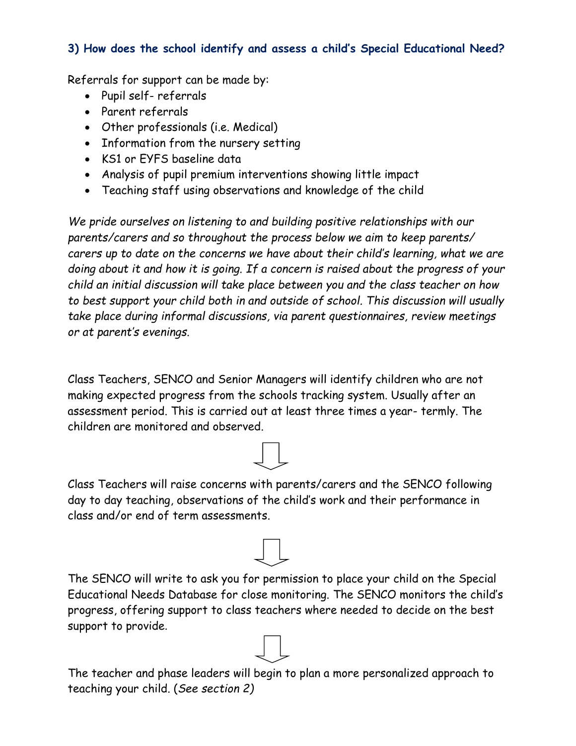### 3) How does the school identify and assess a child's Special Educational Need?

Referrals for support can be made by:

- Pupil self- referrals
- Parent referrals
- Other professionals (i.e. Medical)
- Information from the nursery setting
- KS1 or EYFS baseline data
- Analysis of pupil premium interventions showing little impact
- Teaching staff using observations and knowledge of the child

*We pride ourselves on listening to and building positive relationships with our parents/carers and so throughout the process below we aim to keep parents/ carers up to date on the concerns we have about their child's learning, what we are doing about it and how it is going. If a concern is raised about the progress of your child an initial discussion will take place between you and the class teacher on how to best support your child both in and outside of school. This discussion will usually take place during informal discussions, via parent questionnaires, review meetings or at parent's evenings.*

Class Teachers, SENCO and Senior Managers will identify children who are not making expected progress from the schools tracking system. Usually after an assessment period. This is carried out at least three times a year- termly. The children are monitored and observed.

⇩

Class Teachers will raise concerns with parents/carers and the SENCO following day to day teaching, observations of the child's work and their performance in class and/or end of term assessments.

⇩

The SENCO will write to ask you for permission to place your child on the Special Educational Needs Database for close monitoring. The SENCO monitors the child's progress, offering support to class teachers where needed to decide on the best support to provide.

⇩

The teacher and phase leaders will begin to plan a more personalized approach to teaching your child. (*See section 2)*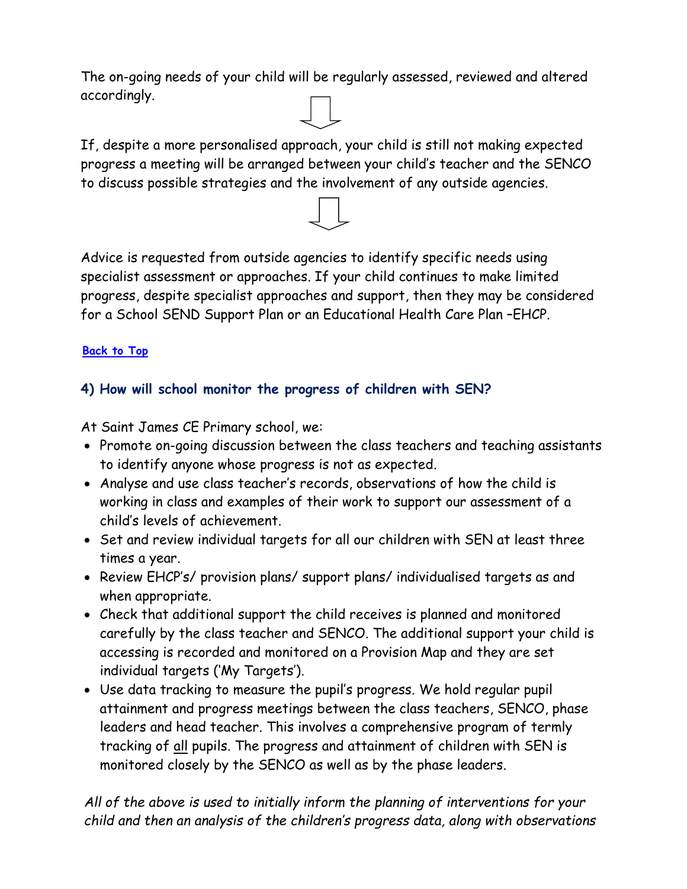The on-going needs of your child will be regularly assessed, reviewed and altered accordingly.

⇩

If, despite a more personalised approach, your child is still not making expected progress a meeting will be arranged between your child's teacher and the SENCO to discuss possible strategies and the involvement of any outside agencies.

⇩

Advice is requested from outside agencies to identify specific needs using specialist assessment or approaches. If your child continues to make limited progress, despite specialist approaches and support, then they may be considered for a School SEND Support Plan or an Educational Health Care Plan –EHCP.

[Back to Top]

## 4) How will school monitor the progress of children with SEN?

At Saint James CE Primary school, we:

- Promote on-going discussion between the class teachers and teaching assistants to identify anyone whose progress is not as expected.
- Analyse and use class teacher's records, observations of how the child is working in class and examples of their work to support our assessment of a child's levels of achievement.
- Set and review individual targets for all our children with SEN at least three times a year.
- Review EHCP's/ provision plans/ support plans/ individualised targets as and when appropriate.
- Check that additional support the child receives is planned and monitored carefully by the class teacher and SENCO. The additional support your child is accessing is recorded and monitored on a Provision Map and they are set individual targets ('My Targets').
- Use data tracking to measure the pupil's progress. We hold regular pupil attainment and progress meetings between the class teachers, SENCO, phase leaders and head teacher. This involves a comprehensive program of termly tracking of <u>all</u> pupils. The progress and attainment of children with SEN is monitored closely by the SENCO as well as by the phase leaders.

*All of the above is used to initially inform the planning of interventions for your child and then an analysis of the children's progress data, along with observations*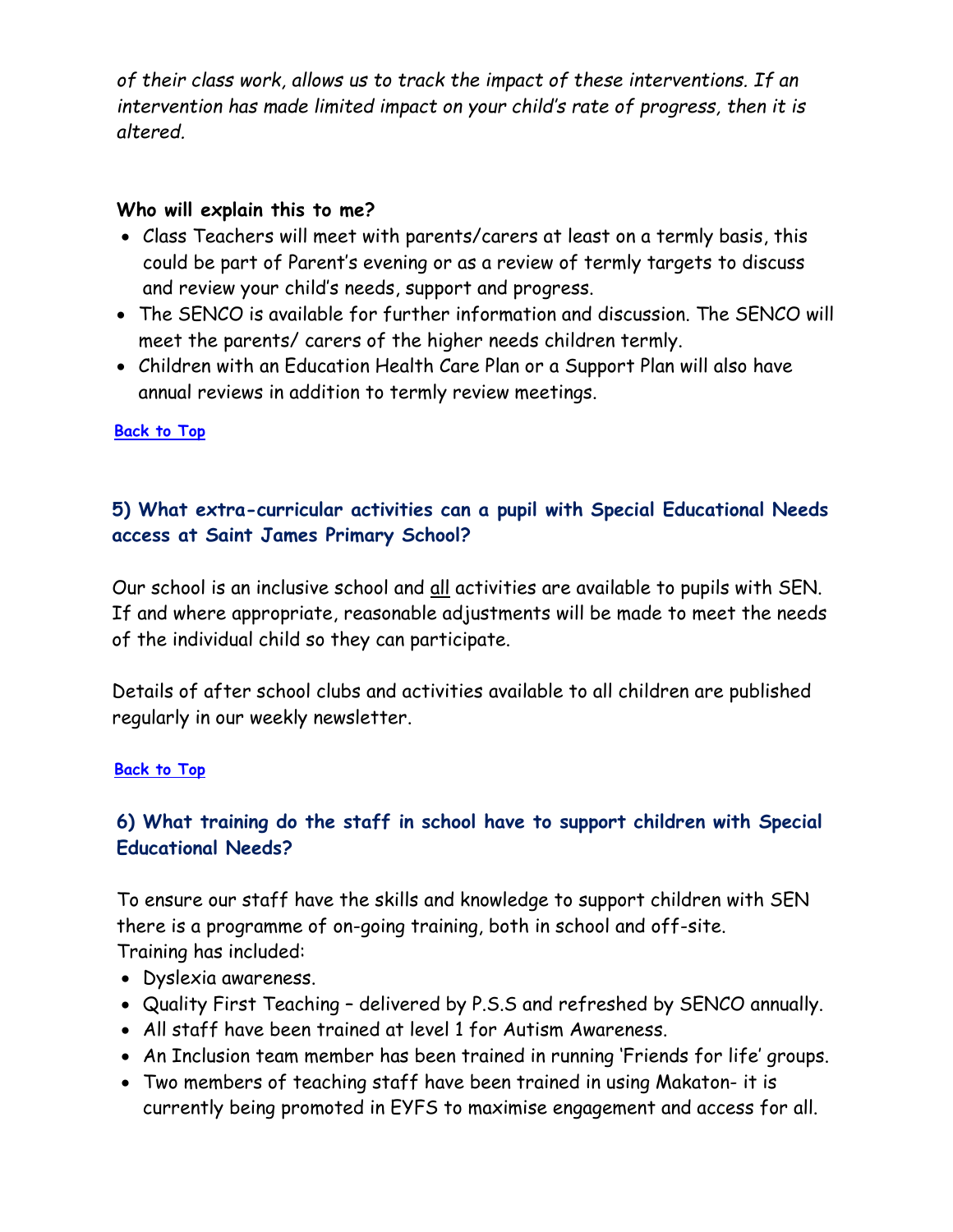*of their class work, allows us to track the impact of these interventions. If an intervention has made limited impact on your child's rate of progress, then it is altered.*

**Who will explain this to me?**

- Class Teachers will meet with parents/carers at least on a termly basis, this could be part of Parent's evening or as a review of termly targets to discuss and review your child's needs, support and progress.
- The SENCO is available for further information and discussion. The SENCO will meet the parents/ carers of the higher needs children termly.
- Children with an Education Health Care Plan or a Support Plan will also have annual reviews in addition to termly review meetings.

**Back to Top**

### 5) What extra-curricular activities can a pupil with Special Educational Needs access at Saint James Primary School?

Our school is an inclusive school and all activities are available to pupils with SEN. If and where appropriate, reasonable adjustments will be made to meet the needs of the individual child so they can participate.

Details of after school clubs and activities available to all children are published regularly in our weekly newsletter.

**Back to Top**

### 6) What training do the staff in school have to support children with Special Educational Needs?

To ensure our staff have the skills and knowledge to support children with SEN there is a programme of on-going training, both in school and off-site.
Training has included:

- Dyslexia awareness.
- Quality First Teaching – delivered by P.S.S and refreshed by SENCO annually.
- All staff have been trained at level 1 for Autism Awareness.
- An Inclusion team member has been trained in running 'Friends for life' groups.
- Two members of teaching staff have been trained in using Makaton- it is currently being promoted in EYFS to maximise engagement and access for all.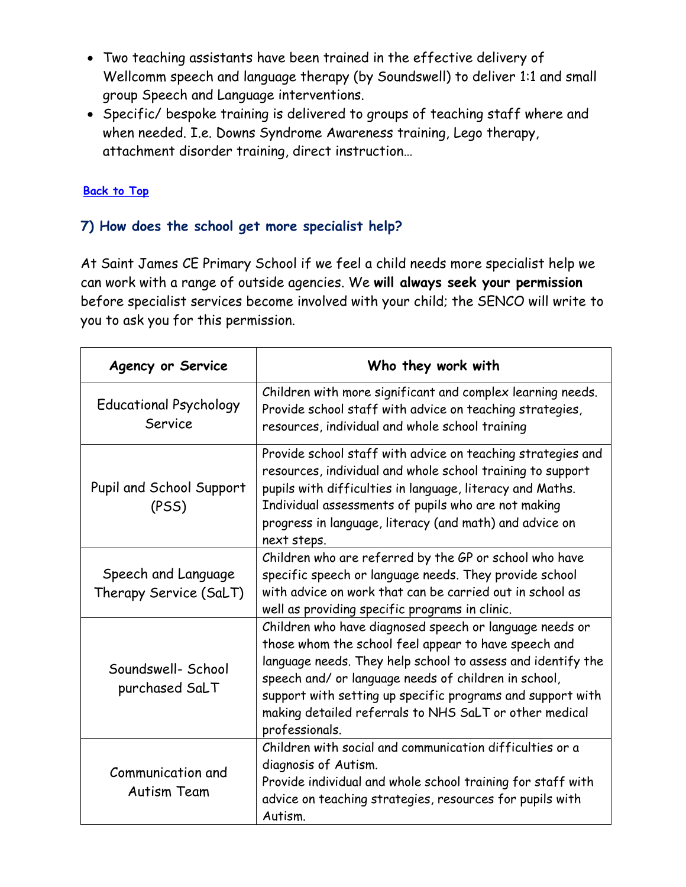- Two teaching assistants have been trained in the effective delivery of Wellcomm speech and language therapy (by Soundswell) to deliver 1:1 and small group Speech and Language interventions.
- Specific/ bespoke training is delivered to groups of teaching staff where and when needed. I.e. Downs Syndrome Awareness training, Lego therapy, attachment disorder training, direct instruction…

[Back to Top]

## 7) How does the school get more specialist help?

At Saint James CE Primary School if we feel a child needs more specialist help we can work with a range of outside agencies. We **will always seek your permission** before specialist services become involved with your child; the SENCO will write to you to ask you for this permission.

| Agency or Service | Who they work with |
|---|---|
| Educational Psychology Service | Children with more significant and complex learning needs. Provide school staff with advice on teaching strategies, resources, individual and whole school training |
| Pupil and School Support (PSS) | Provide school staff with advice on teaching strategies and resources, individual and whole school training to support pupils with difficulties in language, literacy and Maths. Individual assessments of pupils who are not making progress in language, literacy (and math) and advice on next steps. |
| Speech and Language Therapy Service (SaLT) | Children who are referred by the GP or school who have specific speech or language needs. They provide school with advice on work that can be carried out in school as well as providing specific programs in clinic. |
| Soundswell- School purchased SaLT | Children who have diagnosed speech or language needs or those whom the school feel appear to have speech and language needs. They help school to assess and identify the speech and/ or language needs of children in school, support with setting up specific programs and support with making detailed referrals to NHS SaLT or other medical professionals. |
| Communication and Autism Team | Children with social and communication difficulties or a diagnosis of Autism.<br>Provide individual and whole school training for staff with advice on teaching strategies, resources for pupils with Autism. |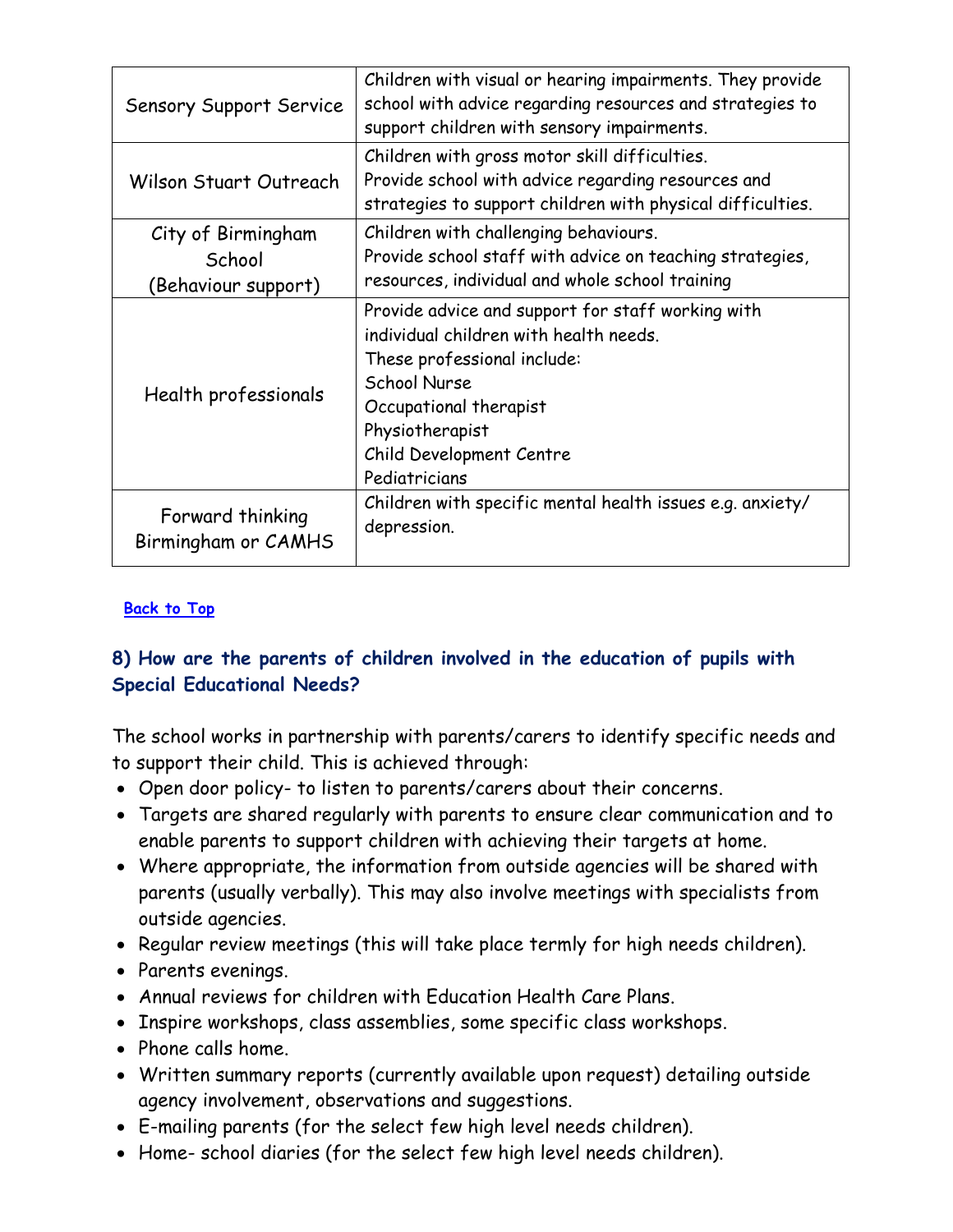| | |
|---|---|
| Sensory Support Service | Children with visual or hearing impairments. They provide school with advice regarding resources and strategies to support children with sensory impairments. |
| Wilson Stuart Outreach | Children with gross motor skill difficulties.<br>Provide school with advice regarding resources and strategies to support children with physical difficulties. |
| City of Birmingham School (Behaviour support) | Children with challenging behaviours.<br>Provide school staff with advice on teaching strategies, resources, individual and whole school training |
| Health professionals | Provide advice and support for staff working with individual children with health needs.<br>These professional include:<br>School Nurse<br>Occupational therapist<br>Physiotherapist<br>Child Development Centre<br>Pediatricians |
| Forward thinking Birmingham or CAMHS | Children with specific mental health issues e.g. anxiety/ depression. |

Back to Top

### 8) How are the parents of children involved in the education of pupils with Special Educational Needs?

The school works in partnership with parents/carers to identify specific needs and to support their child. This is achieved through:

- Open door policy- to listen to parents/carers about their concerns.
- Targets are shared regularly with parents to ensure clear communication and to enable parents to support children with achieving their targets at home.
- Where appropriate, the information from outside agencies will be shared with parents (usually verbally). This may also involve meetings with specialists from outside agencies.
- Regular review meetings (this will take place termly for high needs children).
- Parents evenings.
- Annual reviews for children with Education Health Care Plans.
- Inspire workshops, class assemblies, some specific class workshops.
- Phone calls home.
- Written summary reports (currently available upon request) detailing outside agency involvement, observations and suggestions.
- E-mailing parents (for the select few high level needs children).
- Home- school diaries (for the select few high level needs children).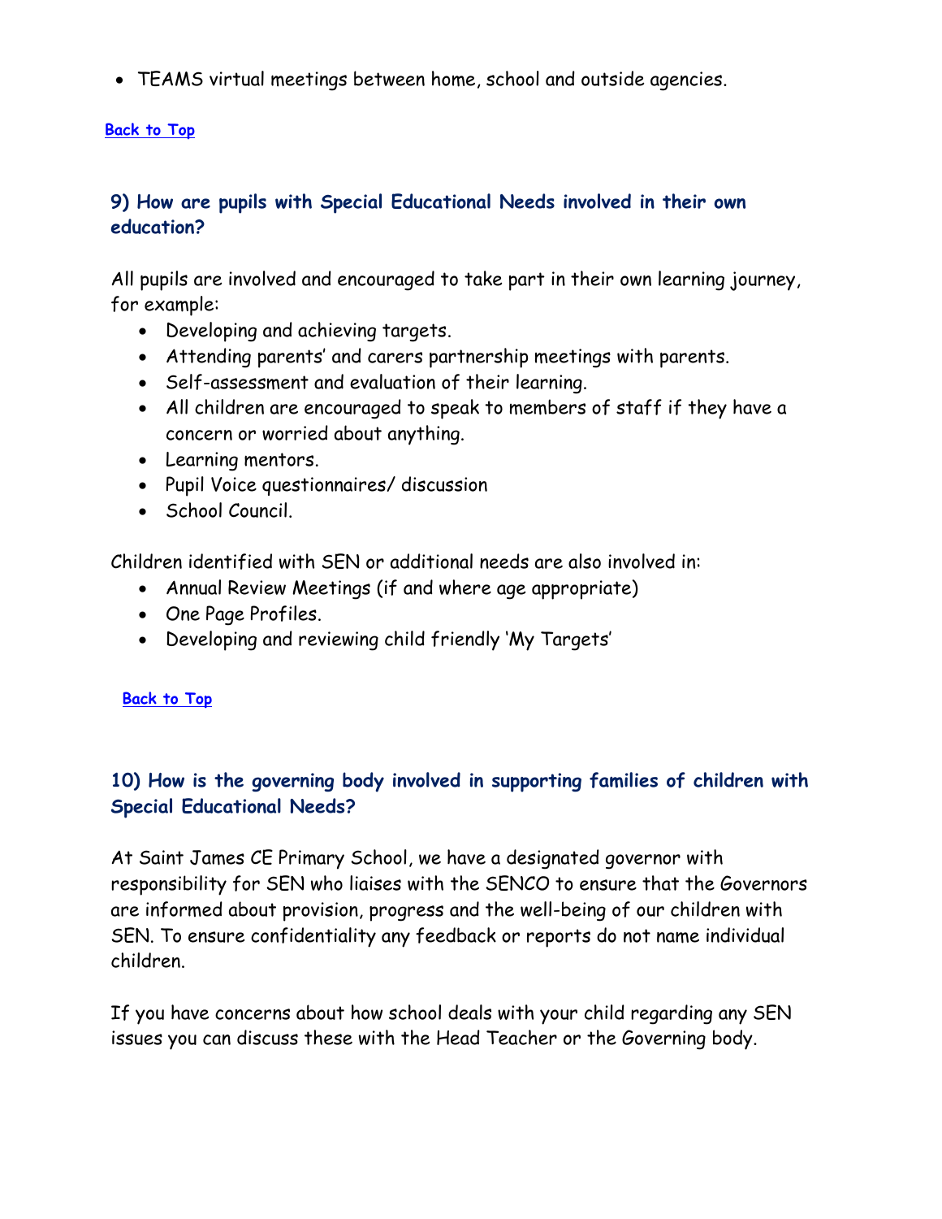- TEAMS virtual meetings between home, school and outside agencies.

[Back to Top]

## 9) How are pupils with Special Educational Needs involved in their own education?

All pupils are involved and encouraged to take part in their own learning journey, for example:

- Developing and achieving targets.
- Attending parents' and carers partnership meetings with parents.
- Self-assessment and evaluation of their learning.
- All children are encouraged to speak to members of staff if they have a concern or worried about anything.
- Learning mentors.
- Pupil Voice questionnaires/ discussion
- School Council.

Children identified with SEN or additional needs are also involved in:

- Annual Review Meetings (if and where age appropriate)
- One Page Profiles.
- Developing and reviewing child friendly 'My Targets'

[Back to Top]

## 10) How is the governing body involved in supporting families of children with Special Educational Needs?

At Saint James CE Primary School, we have a designated governor with responsibility for SEN who liaises with the SENCO to ensure that the Governors are informed about provision, progress and the well-being of our children with SEN. To ensure confidentiality any feedback or reports do not name individual children.

If you have concerns about how school deals with your child regarding any SEN issues you can discuss these with the Head Teacher or the Governing body.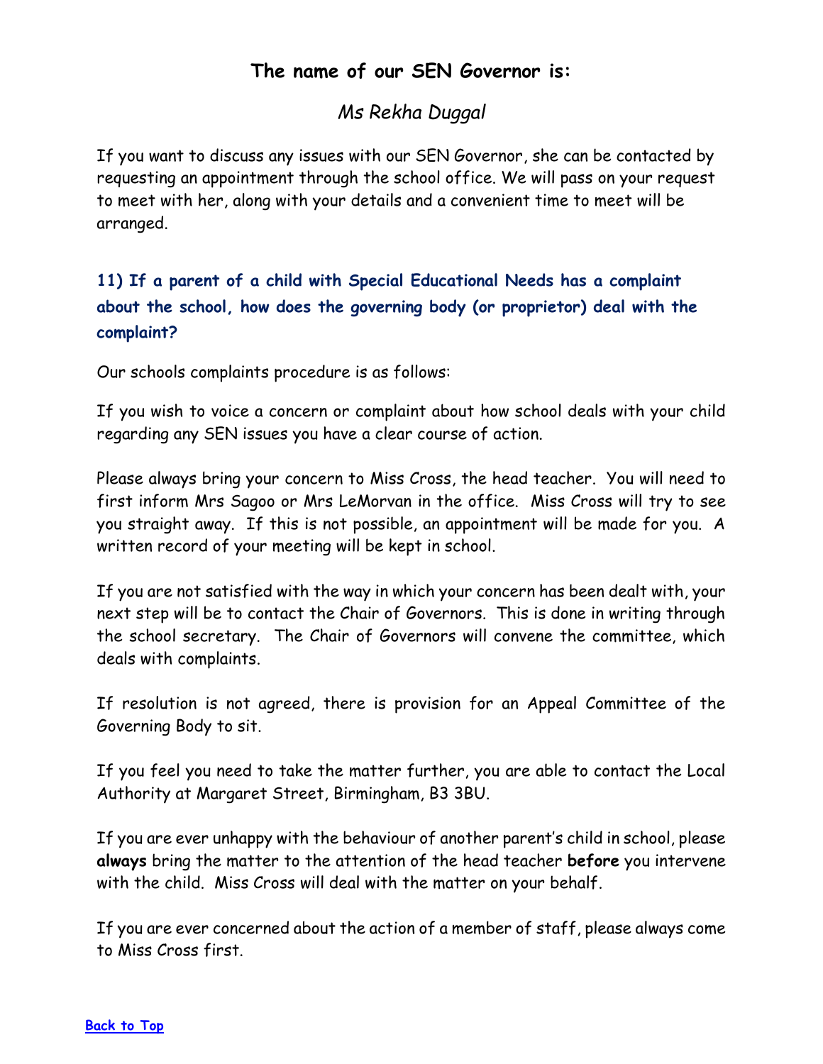## The name of our SEN Governor is:

*Ms Rekha Duggal*

If you want to discuss any issues with our SEN Governor, she can be contacted by requesting an appointment through the school office. We will pass on your request to meet with her, along with your details and a convenient time to meet will be arranged.

### 11) If a parent of a child with Special Educational Needs has a complaint about the school, how does the governing body (or proprietor) deal with the complaint?

Our schools complaints procedure is as follows:

If you wish to voice a concern or complaint about how school deals with your child regarding any SEN issues you have a clear course of action.

Please always bring your concern to Miss Cross, the head teacher. You will need to first inform Mrs Sagoo or Mrs LeMorvan in the office. Miss Cross will try to see you straight away. If this is not possible, an appointment will be made for you. A written record of your meeting will be kept in school.

If you are not satisfied with the way in which your concern has been dealt with, your next step will be to contact the Chair of Governors. This is done in writing through the school secretary. The Chair of Governors will convene the committee, which deals with complaints.

If resolution is not agreed, there is provision for an Appeal Committee of the Governing Body to sit.

If you feel you need to take the matter further, you are able to contact the Local Authority at Margaret Street, Birmingham, B3 3BU.

If you are ever unhappy with the behaviour of another parent's child in school, please **always** bring the matter to the attention of the head teacher **before** you intervene with the child. Miss Cross will deal with the matter on your behalf.

If you are ever concerned about the action of a member of staff, please always come to Miss Cross first.

[Back to Top]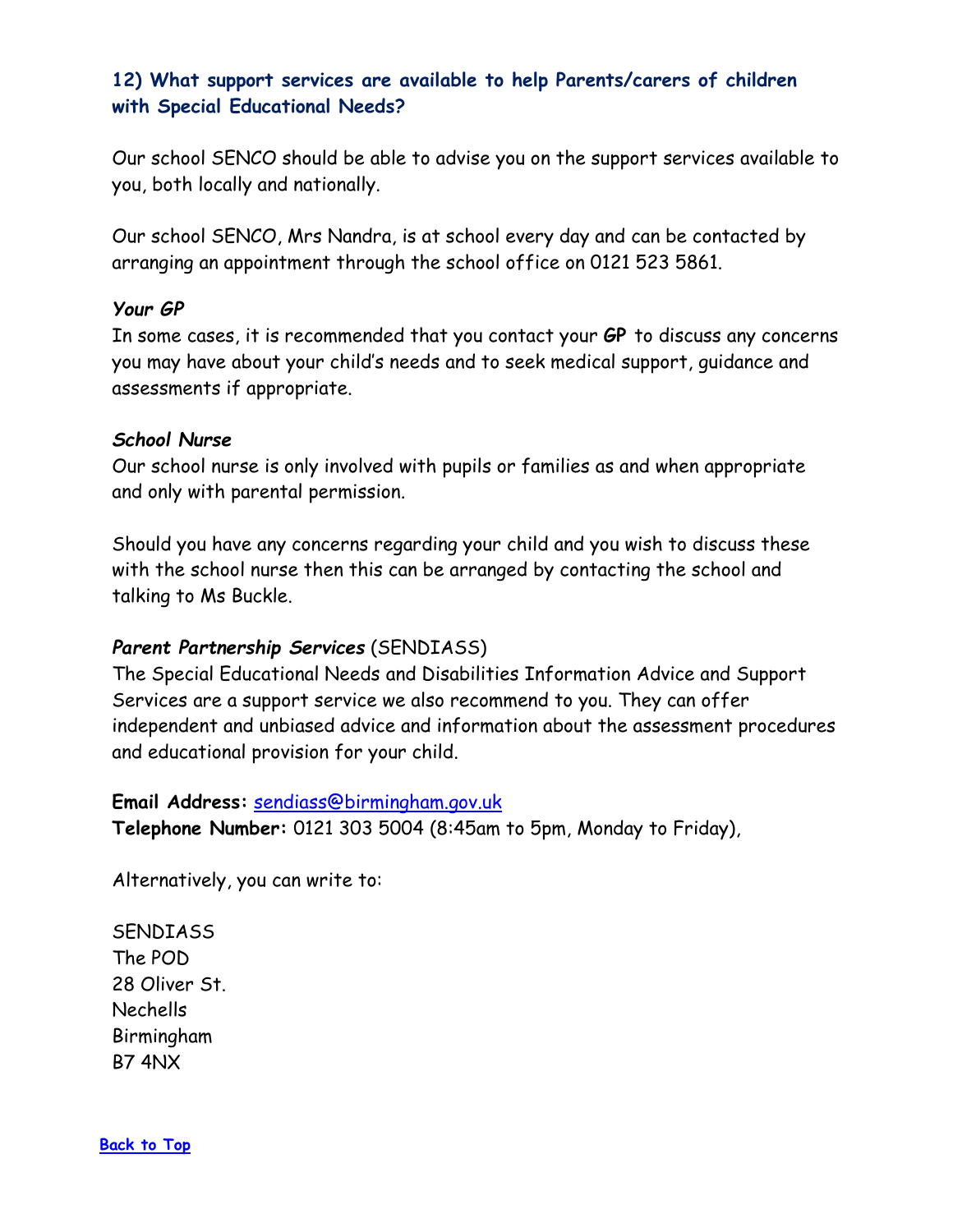### 12) What support services are available to help Parents/carers of children with Special Educational Needs?

Our school SENCO should be able to advise you on the support services available to you, both locally and nationally.

Our school SENCO, Mrs Nandra, is at school every day and can be contacted by arranging an appointment through the school office on 0121 523 5861.

***Your GP***

In some cases, it is recommended that you contact your ***GP*** to discuss any concerns you may have about your child's needs and to seek medical support, guidance and assessments if appropriate.

***School Nurse***

Our school nurse is only involved with pupils or families as and when appropriate and only with parental permission.

Should you have any concerns regarding your child and you wish to discuss these with the school nurse then this can be arranged by contacting the school and talking to Ms Buckle.

***Parent Partnership Services*** (SENDIASS)

The Special Educational Needs and Disabilities Information Advice and Support Services are a support service we also recommend to you. They can offer independent and unbiased advice and information about the assessment procedures and educational provision for your child.

**Email Address:** sendiass@birmingham.gov.uk
**Telephone Number:** 0121 303 5004 (8:45am to 5pm, Monday to Friday),

Alternatively, you can write to:

SENDIASS
The POD
28 Oliver St.
Nechells
Birmingham
B7 4NX

**Back to Top**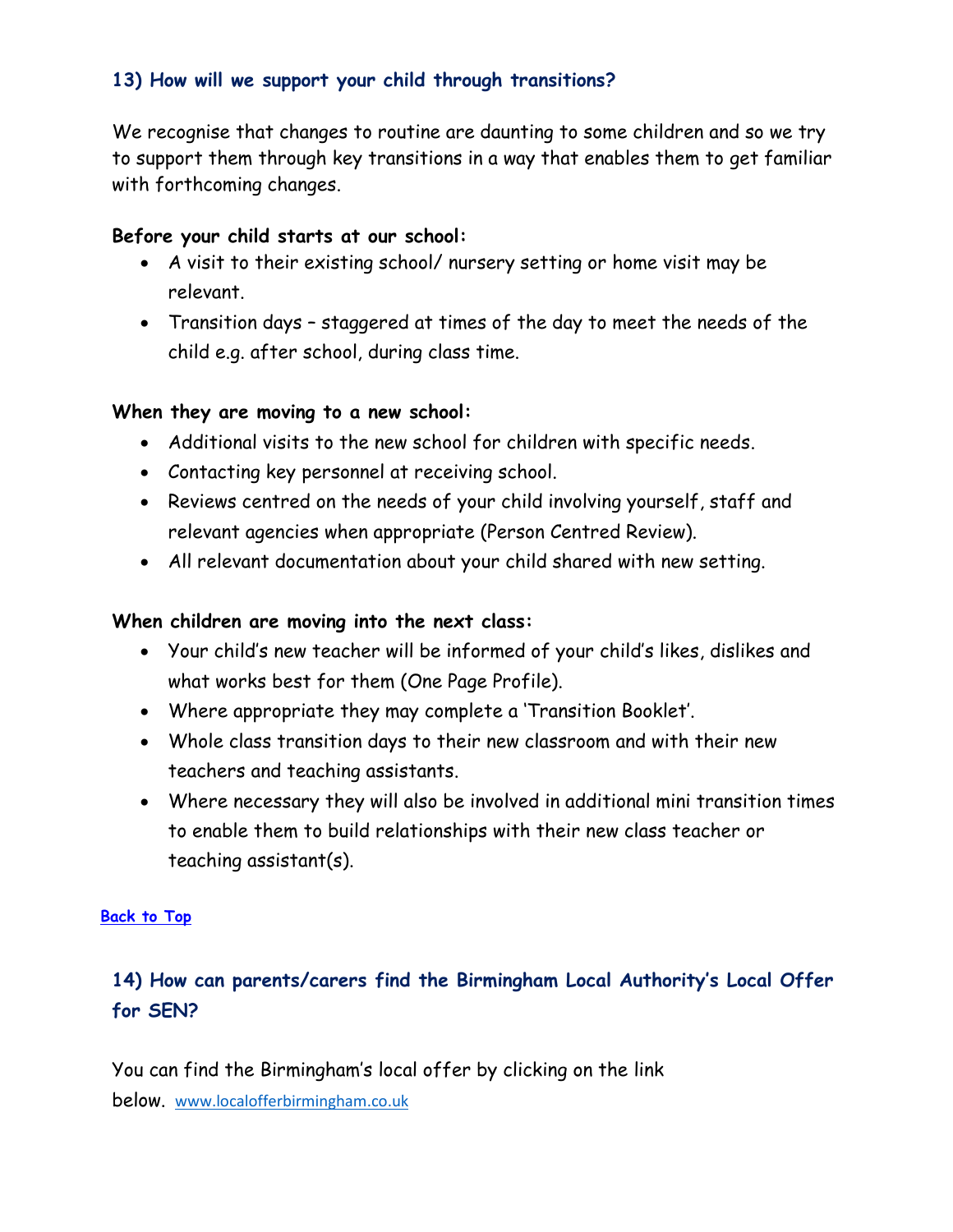## 13) How will we support your child through transitions?

We recognise that changes to routine are daunting to some children and so we try to support them through key transitions in a way that enables them to get familiar with forthcoming changes.

**Before your child starts at our school:**

- A visit to their existing school/ nursery setting or home visit may be relevant.
- Transition days – staggered at times of the day to meet the needs of the child e.g. after school, during class time.

**When they are moving to a new school:**

- Additional visits to the new school for children with specific needs.
- Contacting key personnel at receiving school.
- Reviews centred on the needs of your child involving yourself, staff and relevant agencies when appropriate (Person Centred Review).
- All relevant documentation about your child shared with new setting.

**When children are moving into the next class:**

- Your child's new teacher will be informed of your child's likes, dislikes and what works best for them (One Page Profile).
- Where appropriate they may complete a 'Transition Booklet'.
- Whole class transition days to their new classroom and with their new teachers and teaching assistants.
- Where necessary they will also be involved in additional mini transition times to enable them to build relationships with their new class teacher or teaching assistant(s).

**Back to Top**

## 14) How can parents/carers find the Birmingham Local Authority's Local Offer for SEN?

You can find the Birmingham's local offer by clicking on the link below. www.localofferbirmingham.co.uk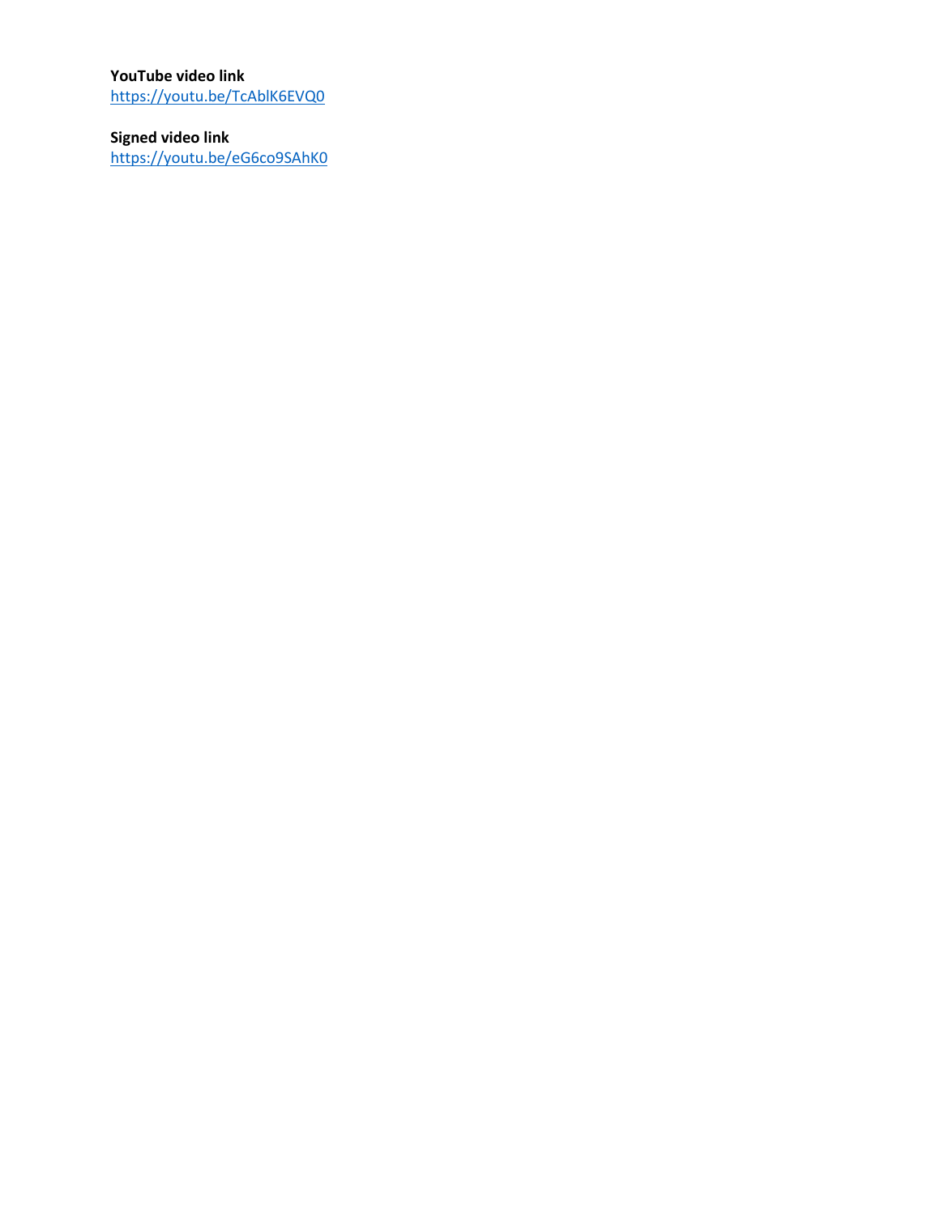**YouTube video link**
https://youtu.be/TcAblK6EVQ0

**Signed video link**
https://youtu.be/eG6co9SAhK0